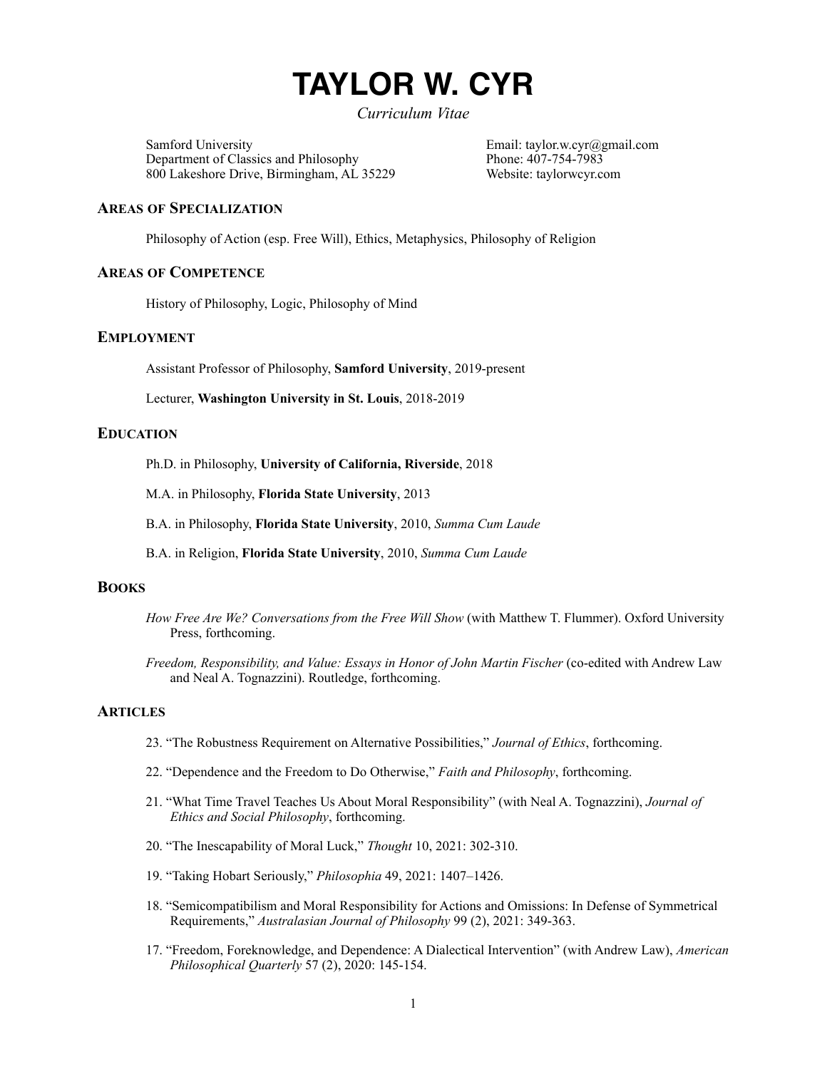# TAYLOR W. CYR

*Curriculum Vitae*

Samford University
Department of Classics and Philosophy
800 Lakeshore Drive, Birmingham, AL 35229

Email: taylor.w.cyr@gmail.com
Phone: 407-754-7983
Website: taylorwcyr.com

## Areas of Specialization

Philosophy of Action (esp. Free Will), Ethics, Metaphysics, Philosophy of Religion

## Areas of Competence

History of Philosophy, Logic, Philosophy of Mind

## Employment

Assistant Professor of Philosophy, **Samford University**, 2019-present

Lecturer, **Washington University in St. Louis**, 2018-2019

## Education

Ph.D. in Philosophy, **University of California, Riverside**, 2018

M.A. in Philosophy, **Florida State University**, 2013

B.A. in Philosophy, **Florida State University**, 2010, *Summa Cum Laude*

B.A. in Religion, **Florida State University**, 2010, *Summa Cum Laude*

## Books

*How Free Are We? Conversations from the Free Will Show* (with Matthew T. Flummer). Oxford University Press, forthcoming.

*Freedom, Responsibility, and Value: Essays in Honor of John Martin Fischer* (co-edited with Andrew Law and Neal A. Tognazzini). Routledge, forthcoming.

## Articles

23. "The Robustness Requirement on Alternative Possibilities," *Journal of Ethics*, forthcoming.

22. "Dependence and the Freedom to Do Otherwise," *Faith and Philosophy*, forthcoming.

21. "What Time Travel Teaches Us About Moral Responsibility" (with Neal A. Tognazzini), *Journal of Ethics and Social Philosophy*, forthcoming.

20. "The Inescapability of Moral Luck," *Thought* 10, 2021: 302-310.

19. "Taking Hobart Seriously," *Philosophia* 49, 2021: 1407–1426.

18. "Semicompatibilism and Moral Responsibility for Actions and Omissions: In Defense of Symmetrical Requirements," *Australasian Journal of Philosophy* 99 (2), 2021: 349-363.

17. "Freedom, Foreknowledge, and Dependence: A Dialectical Intervention" (with Andrew Law), *American Philosophical Quarterly* 57 (2), 2020: 145-154.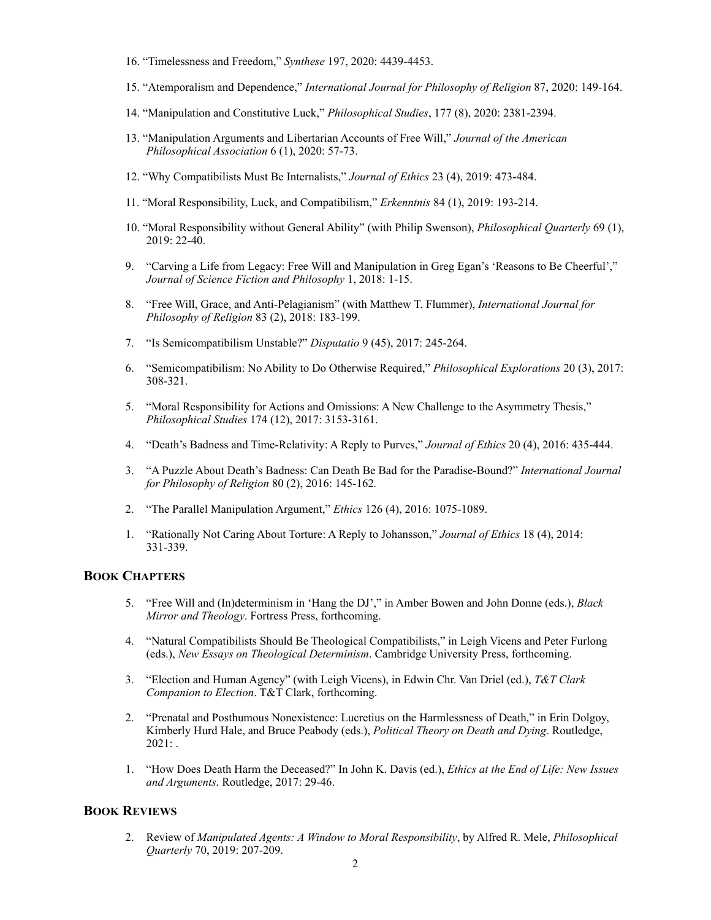16. "Timelessness and Freedom," *Synthese* 197, 2020: 4439-4453.

15. "Atemporalism and Dependence," *International Journal for Philosophy of Religion* 87, 2020: 149-164.

14. "Manipulation and Constitutive Luck," *Philosophical Studies*, 177 (8), 2020: 2381-2394.

13. "Manipulation Arguments and Libertarian Accounts of Free Will," *Journal of the American Philosophical Association* 6 (1), 2020: 57-73.

12. "Why Compatibilists Must Be Internalists," *Journal of Ethics* 23 (4), 2019: 473-484.

11. "Moral Responsibility, Luck, and Compatibilism," *Erkenntnis* 84 (1), 2019: 193-214.

10. "Moral Responsibility without General Ability" (with Philip Swenson), *Philosophical Quarterly* 69 (1), 2019: 22-40.

9. "Carving a Life from Legacy: Free Will and Manipulation in Greg Egan's 'Reasons to Be Cheerful'," *Journal of Science Fiction and Philosophy* 1, 2018: 1-15.

8. "Free Will, Grace, and Anti-Pelagianism" (with Matthew T. Flummer), *International Journal for Philosophy of Religion* 83 (2), 2018: 183-199.

7. "Is Semicompatibilism Unstable?" *Disputatio* 9 (45), 2017: 245-264.

6. "Semicompatibilism: No Ability to Do Otherwise Required," *Philosophical Explorations* 20 (3), 2017: 308-321.

5. "Moral Responsibility for Actions and Omissions: A New Challenge to the Asymmetry Thesis," *Philosophical Studies* 174 (12), 2017: 3153-3161.

4. "Death's Badness and Time-Relativity: A Reply to Purves," *Journal of Ethics* 20 (4), 2016: 435-444.

3. "A Puzzle About Death's Badness: Can Death Be Bad for the Paradise-Bound?" *International Journal for Philosophy of Religion* 80 (2), 2016: 145-162.

2. "The Parallel Manipulation Argument," *Ethics* 126 (4), 2016: 1075-1089.

1. "Rationally Not Caring About Torture: A Reply to Johansson," *Journal of Ethics* 18 (4), 2014: 331-339.

## Book Chapters

5. "Free Will and (In)determinism in 'Hang the DJ'," in Amber Bowen and John Donne (eds.), *Black Mirror and Theology*. Fortress Press, forthcoming.

4. "Natural Compatibilists Should Be Theological Compatibilists," in Leigh Vicens and Peter Furlong (eds.), *New Essays on Theological Determinism*. Cambridge University Press, forthcoming.

3. "Election and Human Agency" (with Leigh Vicens), in Edwin Chr. Van Driel (ed.), *T&T Clark Companion to Election*. T&T Clark, forthcoming.

2. "Prenatal and Posthumous Nonexistence: Lucretius on the Harmlessness of Death," in Erin Dolgoy, Kimberly Hurd Hale, and Bruce Peabody (eds.), *Political Theory on Death and Dying*. Routledge, 2021: .

1. "How Does Death Harm the Deceased?" In John K. Davis (ed.), *Ethics at the End of Life: New Issues and Arguments*. Routledge, 2017: 29-46.

## Book Reviews

2. Review of *Manipulated Agents: A Window to Moral Responsibility*, by Alfred R. Mele, *Philosophical Quarterly* 70, 2019: 207-209.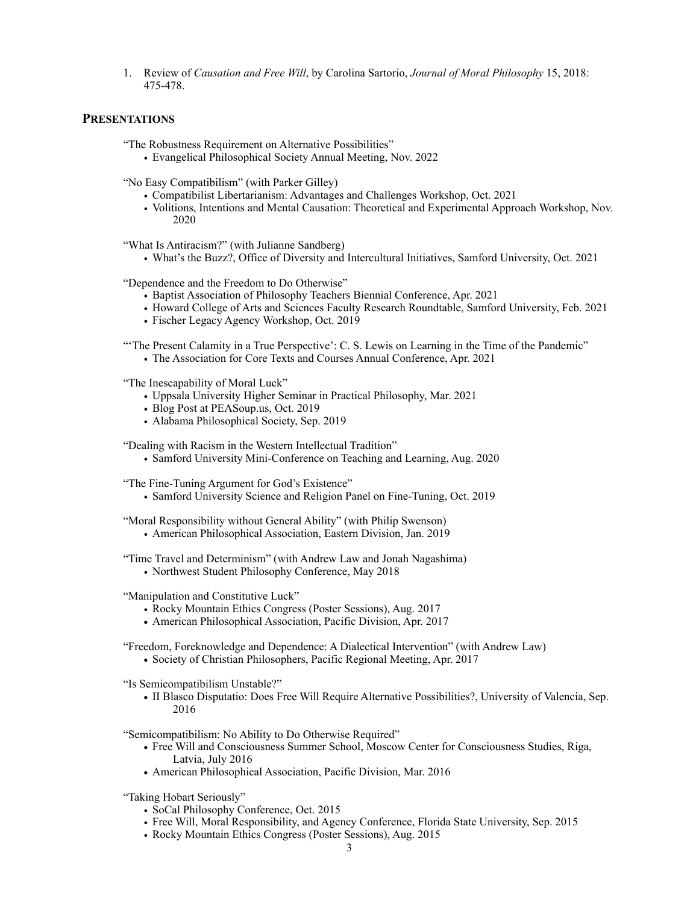1. Review of *Causation and Free Will*, by Carolina Sartorio, *Journal of Moral Philosophy* 15, 2018: 475-478.

## PRESENTATIONS

"The Robustness Requirement on Alternative Possibilities"
- Evangelical Philosophical Society Annual Meeting, Nov. 2022

"No Easy Compatibilism" (with Parker Gilley)
- Compatibilist Libertarianism: Advantages and Challenges Workshop, Oct. 2021
- Volitions, Intentions and Mental Causation: Theoretical and Experimental Approach Workshop, Nov. 2020

"What Is Antiracism?" (with Julianne Sandberg)
- What's the Buzz?, Office of Diversity and Intercultural Initiatives, Samford University, Oct. 2021

"Dependence and the Freedom to Do Otherwise"
- Baptist Association of Philosophy Teachers Biennial Conference, Apr. 2021
- Howard College of Arts and Sciences Faculty Research Roundtable, Samford University, Feb. 2021
- Fischer Legacy Agency Workshop, Oct. 2019

"'The Present Calamity in a True Perspective': C. S. Lewis on Learning in the Time of the Pandemic"
- The Association for Core Texts and Courses Annual Conference, Apr. 2021

"The Inescapability of Moral Luck"
- Uppsala University Higher Seminar in Practical Philosophy, Mar. 2021
- Blog Post at PEASoup.us, Oct. 2019
- Alabama Philosophical Society, Sep. 2019

"Dealing with Racism in the Western Intellectual Tradition"
- Samford University Mini-Conference on Teaching and Learning, Aug. 2020

"The Fine-Tuning Argument for God's Existence"
- Samford University Science and Religion Panel on Fine-Tuning, Oct. 2019

"Moral Responsibility without General Ability" (with Philip Swenson)
- American Philosophical Association, Eastern Division, Jan. 2019

"Time Travel and Determinism" (with Andrew Law and Jonah Nagashima)
- Northwest Student Philosophy Conference, May 2018

"Manipulation and Constitutive Luck"
- Rocky Mountain Ethics Congress (Poster Sessions), Aug. 2017
- American Philosophical Association, Pacific Division, Apr. 2017

"Freedom, Foreknowledge and Dependence: A Dialectical Intervention" (with Andrew Law)
- Society of Christian Philosophers, Pacific Regional Meeting, Apr. 2017

"Is Semicompatibilism Unstable?"
- II Blasco Disputatio: Does Free Will Require Alternative Possibilities?, University of Valencia, Sep. 2016

"Semicompatibilism: No Ability to Do Otherwise Required"
- Free Will and Consciousness Summer School, Moscow Center for Consciousness Studies, Riga, Latvia, July 2016
- American Philosophical Association, Pacific Division, Mar. 2016

"Taking Hobart Seriously"
- SoCal Philosophy Conference, Oct. 2015
- Free Will, Moral Responsibility, and Agency Conference, Florida State University, Sep. 2015
- Rocky Mountain Ethics Congress (Poster Sessions), Aug. 2015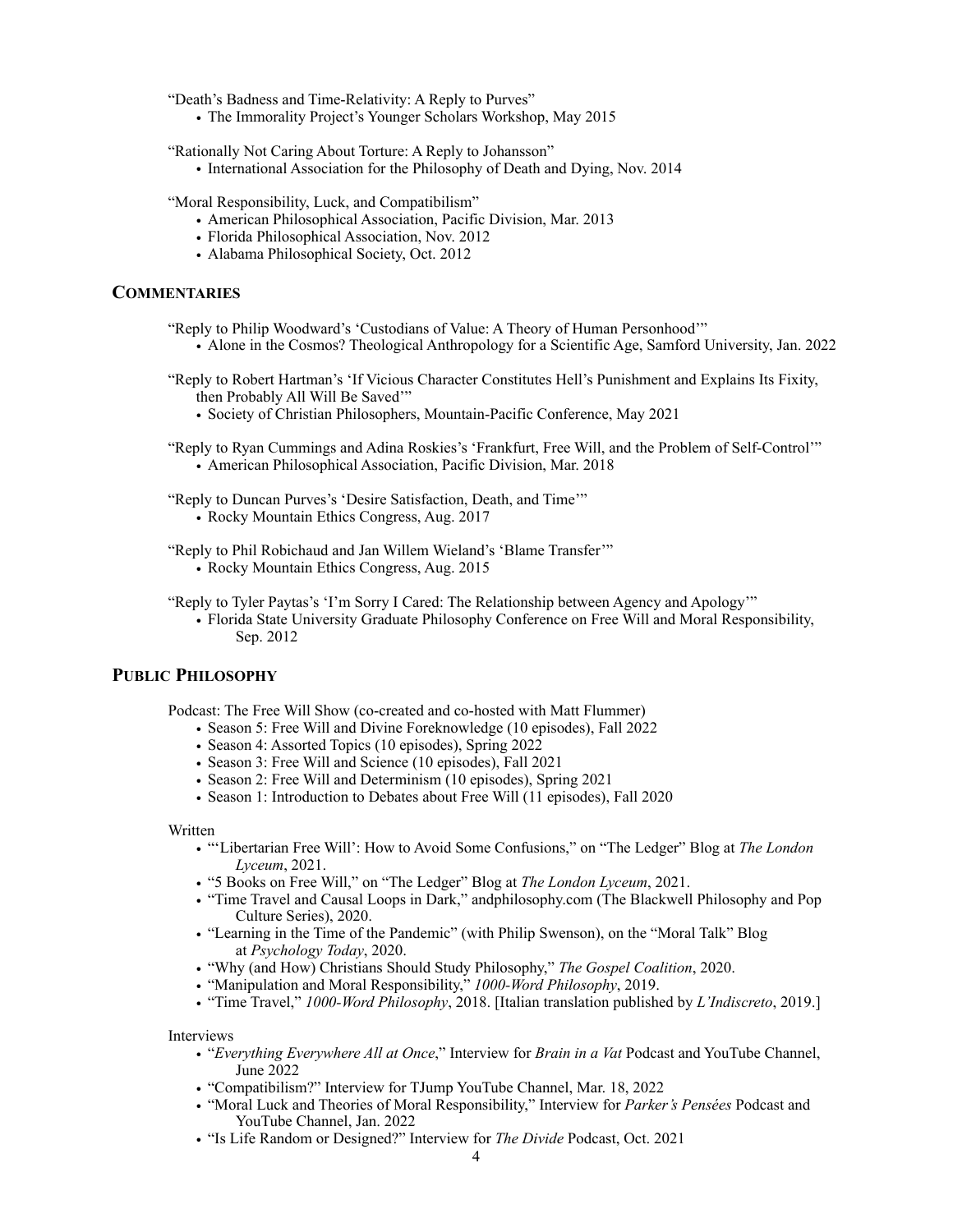"Death's Badness and Time-Relativity: A Reply to Purves"

- The Immorality Project's Younger Scholars Workshop, May 2015

"Rationally Not Caring About Torture: A Reply to Johansson"

- International Association for the Philosophy of Death and Dying, Nov. 2014

"Moral Responsibility, Luck, and Compatibilism"

- American Philosophical Association, Pacific Division, Mar. 2013
- Florida Philosophical Association, Nov. 2012
- Alabama Philosophical Society, Oct. 2012

## COMMENTARIES

"Reply to Philip Woodward's 'Custodians of Value: A Theory of Human Personhood'"

- Alone in the Cosmos? Theological Anthropology for a Scientific Age, Samford University, Jan. 2022

"Reply to Robert Hartman's 'If Vicious Character Constitutes Hell's Punishment and Explains Its Fixity, then Probably All Will Be Saved'"

- Society of Christian Philosophers, Mountain-Pacific Conference, May 2021

"Reply to Ryan Cummings and Adina Roskies's 'Frankfurt, Free Will, and the Problem of Self-Control'"

- American Philosophical Association, Pacific Division, Mar. 2018

"Reply to Duncan Purves's 'Desire Satisfaction, Death, and Time'"

- Rocky Mountain Ethics Congress, Aug. 2017

"Reply to Phil Robichaud and Jan Willem Wieland's 'Blame Transfer'"

- Rocky Mountain Ethics Congress, Aug. 2015

"Reply to Tyler Paytas's 'I'm Sorry I Cared: The Relationship between Agency and Apology'"

- Florida State University Graduate Philosophy Conference on Free Will and Moral Responsibility, Sep. 2012

## PUBLIC PHILOSOPHY

Podcast: The Free Will Show (co-created and co-hosted with Matt Flummer)

- Season 5: Free Will and Divine Foreknowledge (10 episodes), Fall 2022
- Season 4: Assorted Topics (10 episodes), Spring 2022
- Season 3: Free Will and Science (10 episodes), Fall 2021
- Season 2: Free Will and Determinism (10 episodes), Spring 2021
- Season 1: Introduction to Debates about Free Will (11 episodes), Fall 2020

Written

- "'Libertarian Free Will': How to Avoid Some Confusions," on "The Ledger" Blog at *The London Lyceum*, 2021.
- "5 Books on Free Will," on "The Ledger" Blog at *The London Lyceum*, 2021.
- "Time Travel and Causal Loops in Dark," andphilosophy.com (The Blackwell Philosophy and Pop Culture Series), 2020.
- "Learning in the Time of the Pandemic" (with Philip Swenson), on the "Moral Talk" Blog at *Psychology Today*, 2020.
- "Why (and How) Christians Should Study Philosophy," *The Gospel Coalition*, 2020.
- "Manipulation and Moral Responsibility," *1000-Word Philosophy*, 2019.
- "Time Travel," *1000-Word Philosophy*, 2018. [Italian translation published by *L'Indiscreto*, 2019.]

Interviews

- "*Everything Everywhere All at Once*," Interview for *Brain in a Vat* Podcast and YouTube Channel, June 2022
- "Compatibilism?" Interview for TJump YouTube Channel, Mar. 18, 2022
- "Moral Luck and Theories of Moral Responsibility," Interview for *Parker's Pensées* Podcast and YouTube Channel, Jan. 2022
- "Is Life Random or Designed?" Interview for *The Divide* Podcast, Oct. 2021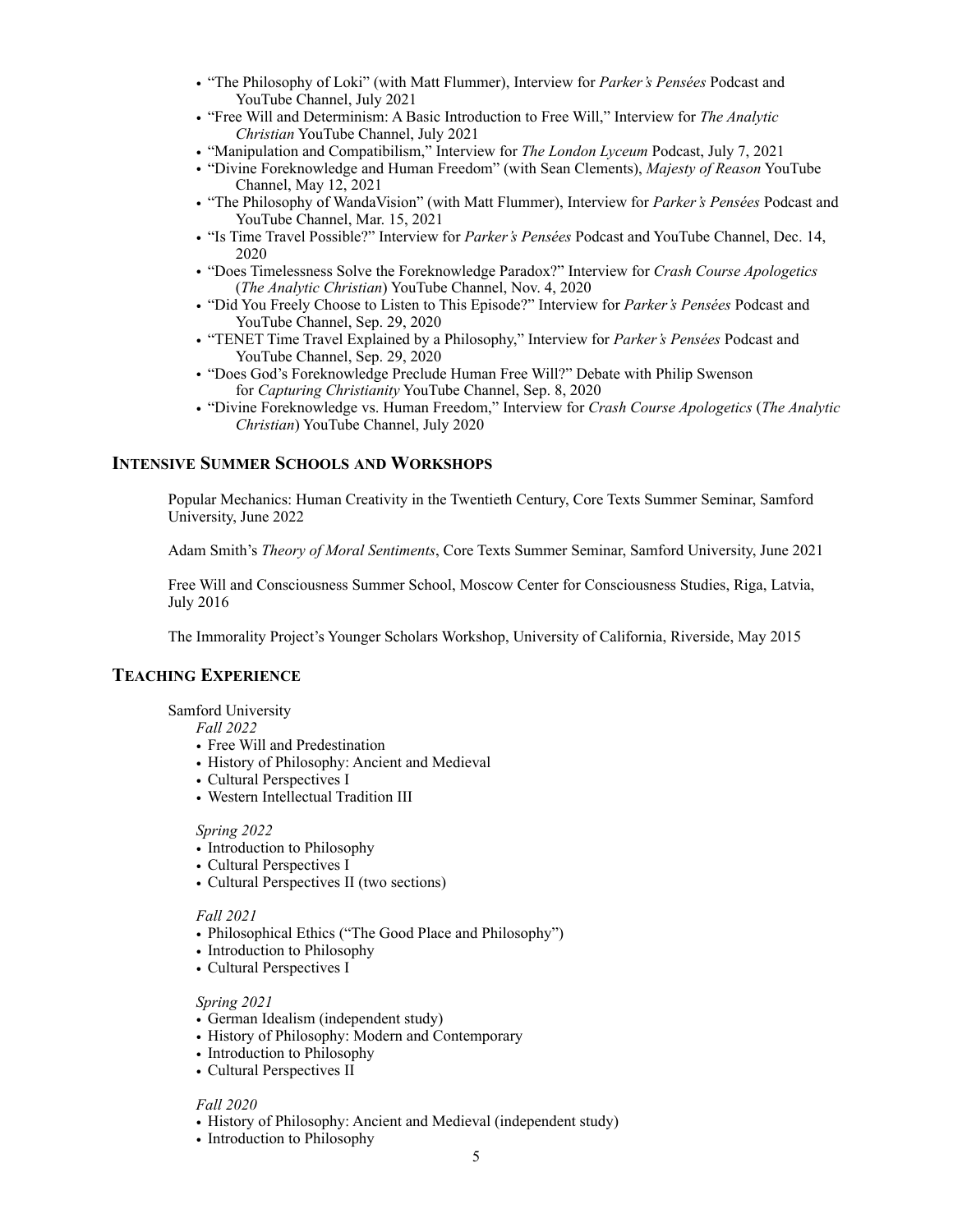- "The Philosophy of Loki" (with Matt Flummer), Interview for *Parker's Pensées* Podcast and YouTube Channel, July 2021
- "Free Will and Determinism: A Basic Introduction to Free Will," Interview for *The Analytic Christian* YouTube Channel, July 2021
- "Manipulation and Compatibilism," Interview for *The London Lyceum* Podcast, July 7, 2021
- "Divine Foreknowledge and Human Freedom" (with Sean Clements), *Majesty of Reason* YouTube Channel, May 12, 2021
- "The Philosophy of WandaVision" (with Matt Flummer), Interview for *Parker's Pensées* Podcast and YouTube Channel, Mar. 15, 2021
- "Is Time Travel Possible?" Interview for *Parker's Pensées* Podcast and YouTube Channel, Dec. 14, 2020
- "Does Timelessness Solve the Foreknowledge Paradox?" Interview for *Crash Course Apologetics* (*The Analytic Christian*) YouTube Channel, Nov. 4, 2020
- "Did You Freely Choose to Listen to This Episode?" Interview for *Parker's Pensées* Podcast and YouTube Channel, Sep. 29, 2020
- "TENET Time Travel Explained by a Philosophy," Interview for *Parker's Pensées* Podcast and YouTube Channel, Sep. 29, 2020
- "Does God's Foreknowledge Preclude Human Free Will?" Debate with Philip Swenson for *Capturing Christianity* YouTube Channel, Sep. 8, 2020
- "Divine Foreknowledge vs. Human Freedom," Interview for *Crash Course Apologetics* (*The Analytic Christian*) YouTube Channel, July 2020

## Intensive Summer Schools and Workshops

Popular Mechanics: Human Creativity in the Twentieth Century, Core Texts Summer Seminar, Samford University, June 2022

Adam Smith's *Theory of Moral Sentiments*, Core Texts Summer Seminar, Samford University, June 2021

Free Will and Consciousness Summer School, Moscow Center for Consciousness Studies, Riga, Latvia, July 2016

The Immorality Project's Younger Scholars Workshop, University of California, Riverside, May 2015

## Teaching Experience

Samford University

*Fall 2022*

- Free Will and Predestination
- History of Philosophy: Ancient and Medieval
- Cultural Perspectives I
- Western Intellectual Tradition III

*Spring 2022*

- Introduction to Philosophy
- Cultural Perspectives I
- Cultural Perspectives II (two sections)

*Fall 2021*

- Philosophical Ethics ("The Good Place and Philosophy")
- Introduction to Philosophy
- Cultural Perspectives I

*Spring 2021*

- German Idealism (independent study)
- History of Philosophy: Modern and Contemporary
- Introduction to Philosophy
- Cultural Perspectives II

*Fall 2020*

- History of Philosophy: Ancient and Medieval (independent study)
- Introduction to Philosophy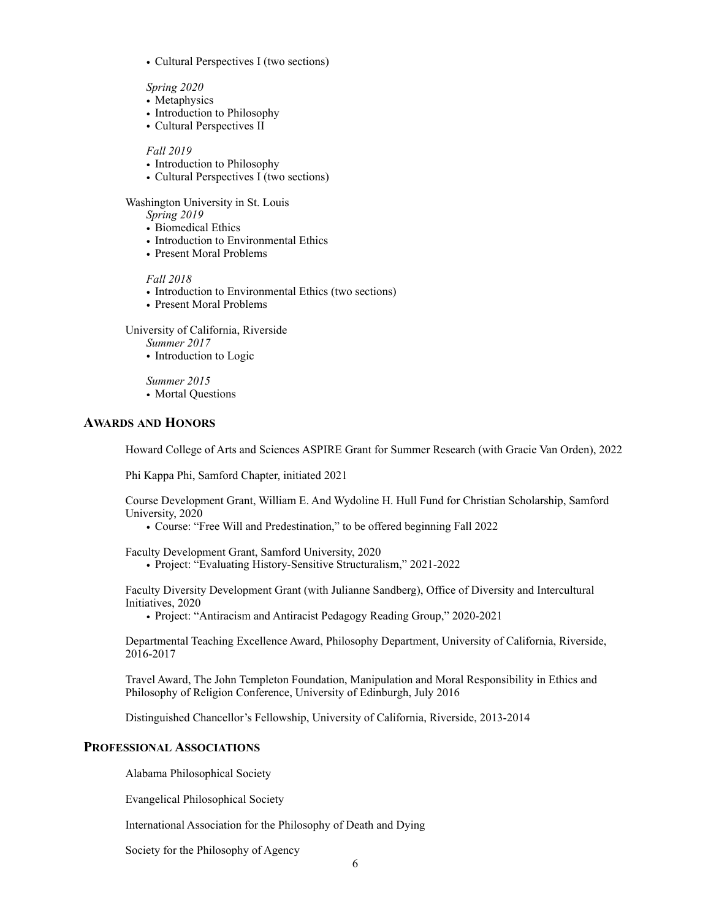- Cultural Perspectives I (two sections)

*Spring 2020*
- Metaphysics
- Introduction to Philosophy
- Cultural Perspectives II

*Fall 2019*
- Introduction to Philosophy
- Cultural Perspectives I (two sections)

Washington University in St. Louis

*Spring 2019*
- Biomedical Ethics
- Introduction to Environmental Ethics
- Present Moral Problems

*Fall 2018*
- Introduction to Environmental Ethics (two sections)
- Present Moral Problems

University of California, Riverside

*Summer 2017*
- Introduction to Logic

*Summer 2015*
- Mortal Questions

## Awards and Honors

Howard College of Arts and Sciences ASPIRE Grant for Summer Research (with Gracie Van Orden), 2022

Phi Kappa Phi, Samford Chapter, initiated 2021

Course Development Grant, William E. And Wydoline H. Hull Fund for Christian Scholarship, Samford University, 2020
- Course: "Free Will and Predestination," to be offered beginning Fall 2022

Faculty Development Grant, Samford University, 2020
- Project: "Evaluating History-Sensitive Structuralism," 2021-2022

Faculty Diversity Development Grant (with Julianne Sandberg), Office of Diversity and Intercultural Initiatives, 2020
- Project: "Antiracism and Antiracist Pedagogy Reading Group," 2020-2021

Departmental Teaching Excellence Award, Philosophy Department, University of California, Riverside, 2016-2017

Travel Award, The John Templeton Foundation, Manipulation and Moral Responsibility in Ethics and Philosophy of Religion Conference, University of Edinburgh, July 2016

Distinguished Chancellor's Fellowship, University of California, Riverside, 2013-2014

## Professional Associations

Alabama Philosophical Society

Evangelical Philosophical Society

International Association for the Philosophy of Death and Dying

Society for the Philosophy of Agency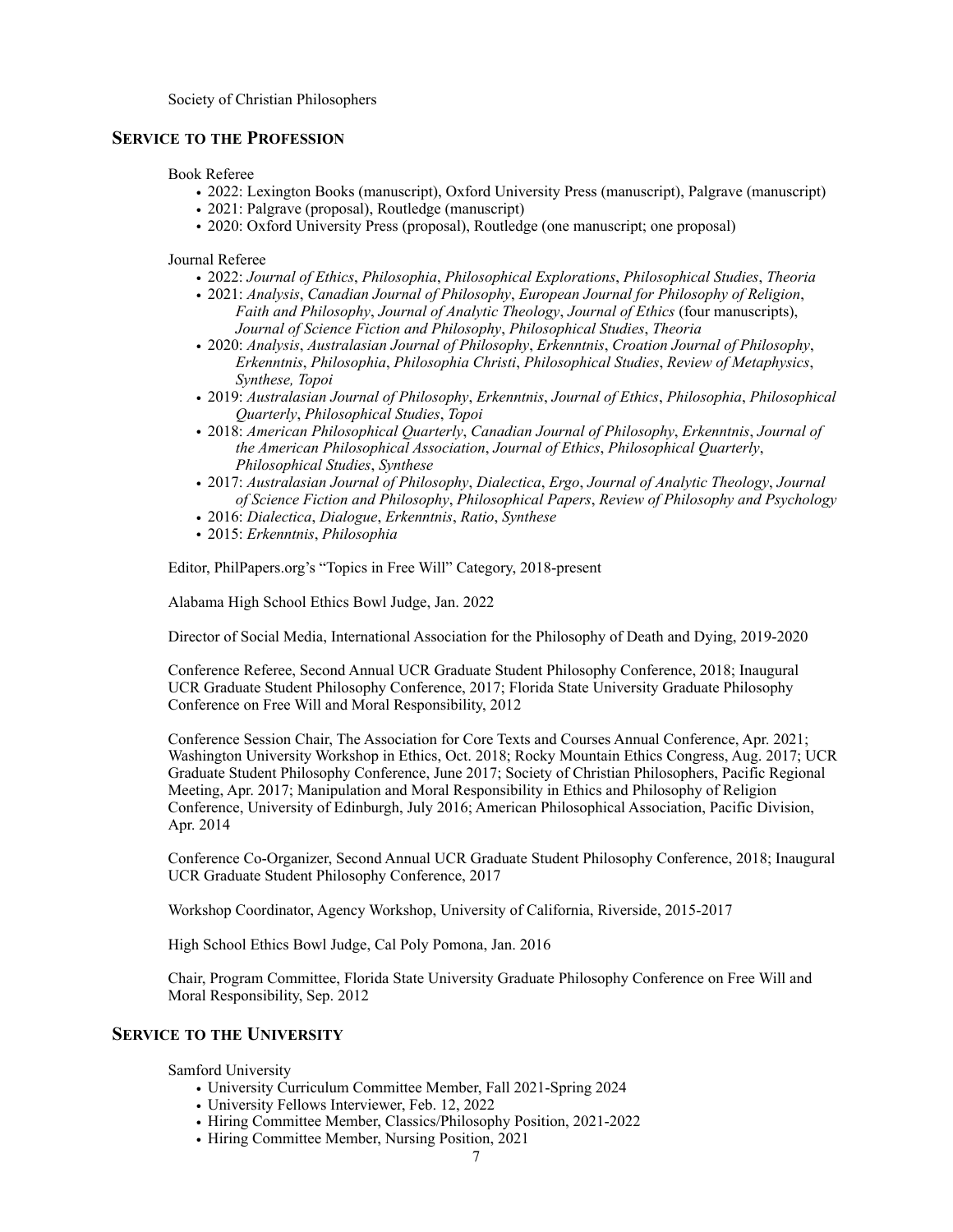Society of Christian Philosophers

## Service to the Profession

Book Referee

- 2022: Lexington Books (manuscript), Oxford University Press (manuscript), Palgrave (manuscript)
- 2021: Palgrave (proposal), Routledge (manuscript)
- 2020: Oxford University Press (proposal), Routledge (one manuscript; one proposal)

Journal Referee

- 2022: *Journal of Ethics*, *Philosophia*, *Philosophical Explorations*, *Philosophical Studies*, *Theoria*
- 2021: *Analysis*, *Canadian Journal of Philosophy*, *European Journal for Philosophy of Religion*, *Faith and Philosophy*, *Journal of Analytic Theology*, *Journal of Ethics* (four manuscripts), *Journal of Science Fiction and Philosophy*, *Philosophical Studies*, *Theoria*
- 2020: *Analysis*, *Australasian Journal of Philosophy*, *Erkenntnis*, *Croation Journal of Philosophy*, *Erkenntnis*, *Philosophia*, *Philosophia Christi*, *Philosophical Studies*, *Review of Metaphysics*, *Synthese, Topoi*
- 2019: *Australasian Journal of Philosophy*, *Erkenntnis*, *Journal of Ethics*, *Philosophia*, *Philosophical Quarterly*, *Philosophical Studies*, *Topoi*
- 2018: *American Philosophical Quarterly*, *Canadian Journal of Philosophy*, *Erkenntnis*, *Journal of the American Philosophical Association*, *Journal of Ethics*, *Philosophical Quarterly*, *Philosophical Studies*, *Synthese*
- 2017: *Australasian Journal of Philosophy*, *Dialectica*, *Ergo*, *Journal of Analytic Theology*, *Journal of Science Fiction and Philosophy*, *Philosophical Papers*, *Review of Philosophy and Psychology*
- 2016: *Dialectica*, *Dialogue*, *Erkenntnis*, *Ratio*, *Synthese*
- 2015: *Erkenntnis*, *Philosophia*

Editor, PhilPapers.org's "Topics in Free Will" Category, 2018-present

Alabama High School Ethics Bowl Judge, Jan. 2022

Director of Social Media, International Association for the Philosophy of Death and Dying, 2019-2020

Conference Referee, Second Annual UCR Graduate Student Philosophy Conference, 2018; Inaugural UCR Graduate Student Philosophy Conference, 2017; Florida State University Graduate Philosophy Conference on Free Will and Moral Responsibility, 2012

Conference Session Chair, The Association for Core Texts and Courses Annual Conference, Apr. 2021; Washington University Workshop in Ethics, Oct. 2018; Rocky Mountain Ethics Congress, Aug. 2017; UCR Graduate Student Philosophy Conference, June 2017; Society of Christian Philosophers, Pacific Regional Meeting, Apr. 2017; Manipulation and Moral Responsibility in Ethics and Philosophy of Religion Conference, University of Edinburgh, July 2016; American Philosophical Association, Pacific Division, Apr. 2014

Conference Co-Organizer, Second Annual UCR Graduate Student Philosophy Conference, 2018; Inaugural UCR Graduate Student Philosophy Conference, 2017

Workshop Coordinator, Agency Workshop, University of California, Riverside, 2015-2017

High School Ethics Bowl Judge, Cal Poly Pomona, Jan. 2016

Chair, Program Committee, Florida State University Graduate Philosophy Conference on Free Will and Moral Responsibility, Sep. 2012

## Service to the University

Samford University

- University Curriculum Committee Member, Fall 2021-Spring 2024
- University Fellows Interviewer, Feb. 12, 2022
- Hiring Committee Member, Classics/Philosophy Position, 2021-2022
- Hiring Committee Member, Nursing Position, 2021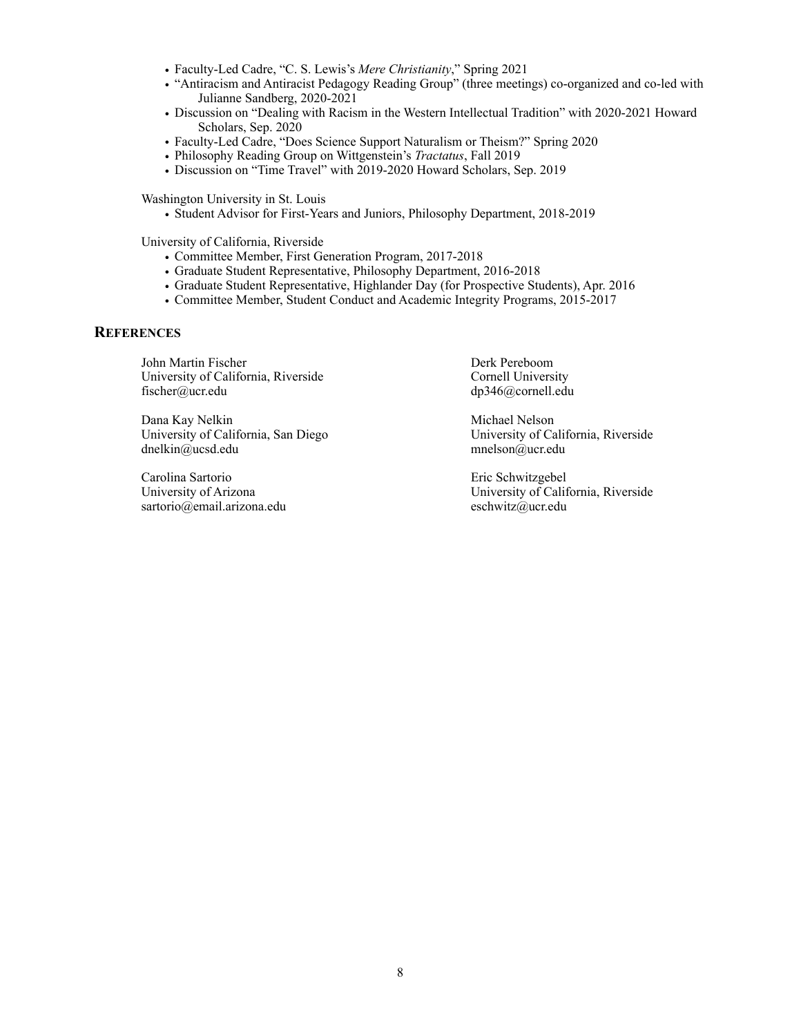- Faculty-Led Cadre, "C. S. Lewis's *Mere Christianity*," Spring 2021
- "Antiracism and Antiracist Pedagogy Reading Group" (three meetings) co-organized and co-led with Julianne Sandberg, 2020-2021
- Discussion on "Dealing with Racism in the Western Intellectual Tradition" with 2020-2021 Howard Scholars, Sep. 2020
- Faculty-Led Cadre, "Does Science Support Naturalism or Theism?" Spring 2020
- Philosophy Reading Group on Wittgenstein's *Tractatus*, Fall 2019
- Discussion on "Time Travel" with 2019-2020 Howard Scholars, Sep. 2019

Washington University in St. Louis

- Student Advisor for First-Years and Juniors, Philosophy Department, 2018-2019

University of California, Riverside

- Committee Member, First Generation Program, 2017-2018
- Graduate Student Representative, Philosophy Department, 2016-2018
- Graduate Student Representative, Highlander Day (for Prospective Students), Apr. 2016
- Committee Member, Student Conduct and Academic Integrity Programs, 2015-2017

## References

John Martin Fischer
University of California, Riverside
fischer@ucr.edu

Derk Pereboom
Cornell University
dp346@cornell.edu

Dana Kay Nelkin
University of California, San Diego
dnelkin@ucsd.edu

Michael Nelson
University of California, Riverside
mnelson@ucr.edu

Carolina Sartorio
University of Arizona
sartorio@email.arizona.edu

Eric Schwitzgebel
University of California, Riverside
eschwitz@ucr.edu